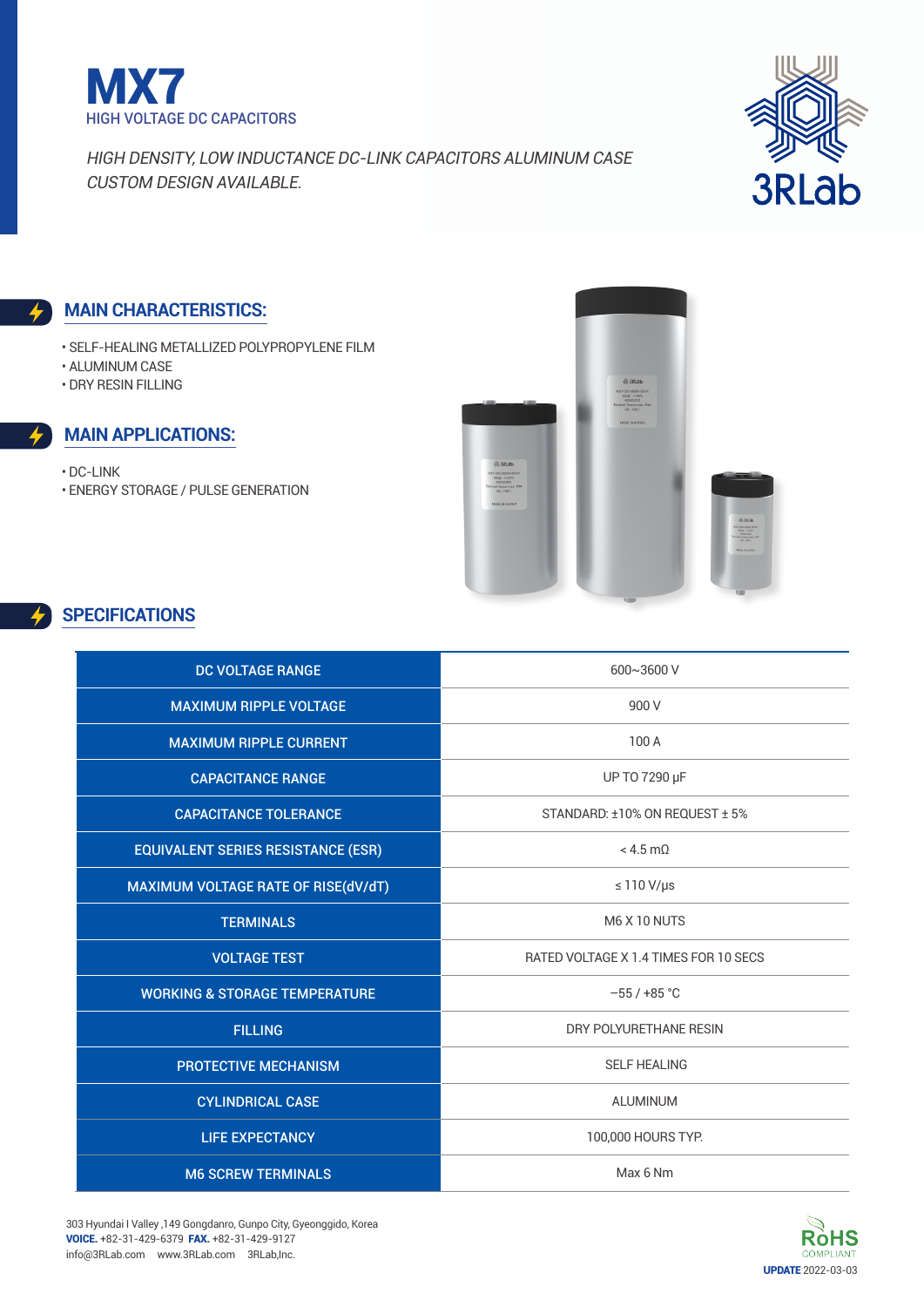# MX7

HIGH VOLTAGE DC CAPACITORS

*HIGH DENSITY, LOW INDUCTANCE DC-LINK CAPACITORS ALUMINUM CASE*
*CUSTOM DESIGN AVAILABLE.*

3RLab

## MAIN CHARACTERISTICS:

- SELF-HEALING METALLIZED POLYPROPYLENE FILM
- ALUMINUM CASE
- DRY RESIN FILLING

## MAIN APPLICATIONS:

- DC-LINK
- ENERGY STORAGE / PULSE GENERATION

## SPECIFICATIONS

| | |
|---|---|
| DC VOLTAGE RANGE | 600~3600 V |
| MAXIMUM RIPPLE VOLTAGE | 900 V |
| MAXIMUM RIPPLE CURRENT | 100 A |
| CAPACITANCE RANGE | UP TO 7290 μF |
| CAPACITANCE TOLERANCE | STANDARD: ±10% ON REQUEST ± 5% |
| EQUIVALENT SERIES RESISTANCE (ESR) | < 4.5 mΩ |
| MAXIMUM VOLTAGE RATE OF RISE(dV/dT) | ≤ 110 V/μs |
| TERMINALS | M6 X 10 NUTS |
| VOLTAGE TEST | RATED VOLTAGE X 1.4 TIMES FOR 10 SECS |
| WORKING & STORAGE TEMPERATURE | –55 / +85 °C |
| FILLING | DRY POLYURETHANE RESIN |
| PROTECTIVE MECHANISM | SELF HEALING |
| CYLINDRICAL CASE | ALUMINUM |
| LIFE EXPECTANCY | 100,000 HOURS TYP. |
| M6 SCREW TERMINALS | Max 6 Nm |

303 Hyundai I Valley ,149 Gongdanro, Gunpo City, Gyeonggido, Korea
**VOICE.** +82-31-429-6379 **FAX.** +82-31-429-9127
info@3RLab.com www.3RLab.com 3RLab,Inc.

RoHS COMPLIANT

**UPDATE** 2022-03-03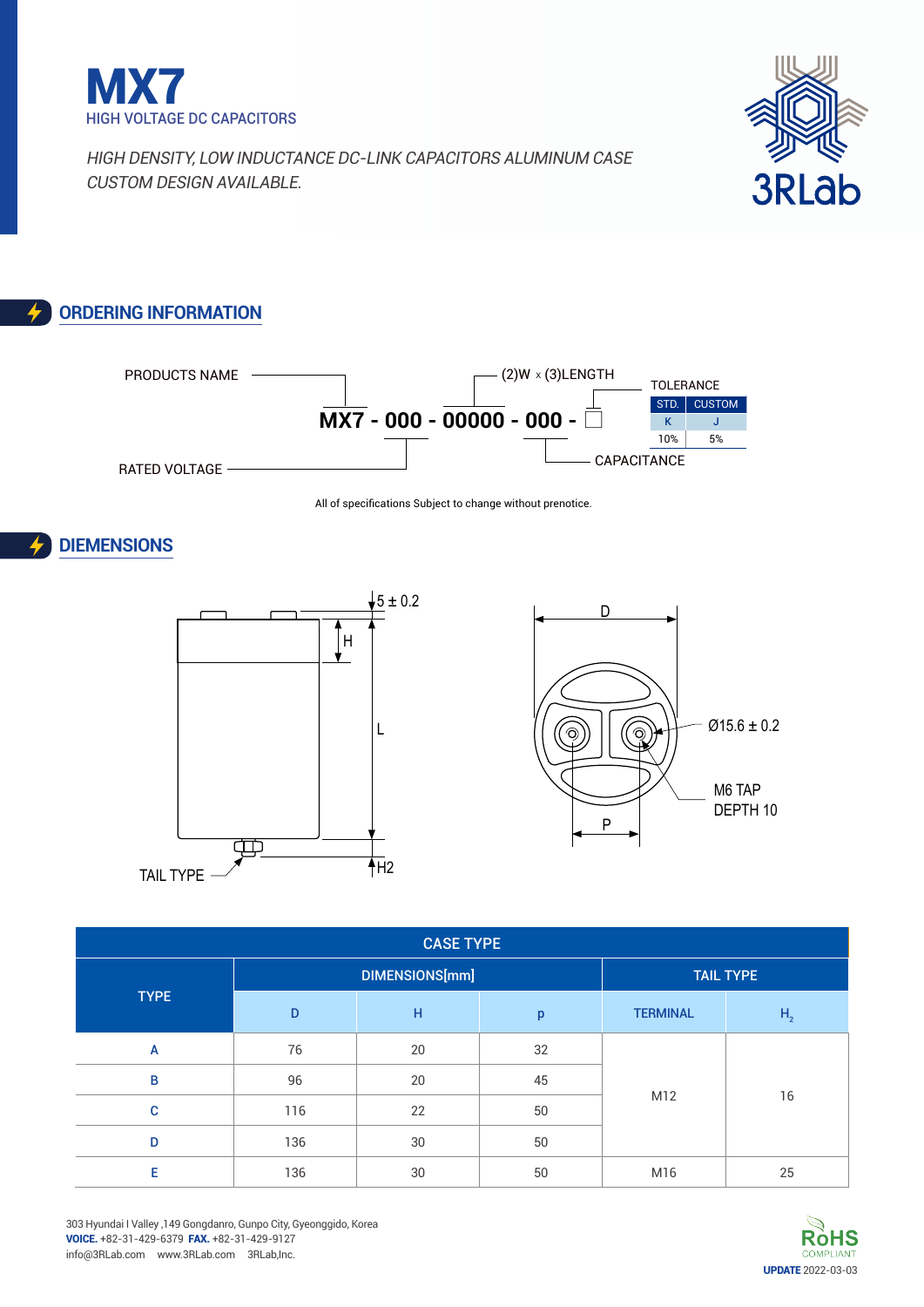# MX7

HIGH VOLTAGE DC CAPACITORS

*HIGH DENSITY, LOW INDUCTANCE DC-LINK CAPACITORS ALUMINUM CASE*
*CUSTOM DESIGN AVAILABLE.*

## ORDERING INFORMATION

**MX7 - 000 - 00000 - 000 - □**

- PRODUCTS NAME: MX7
- RATED VOLTAGE: 000
- (2)W x (3)LENGTH: 00000
- CAPACITANCE: 000
- TOLERANCE: □

| TOLERANCE | |
|---|---|
| STD. | CUSTOM |
| K | J |
| 10% | 5% |

All of specifications Subject to change without prenotice.

## DIEMENSIONS

5 ± 0.2, H, L, H2, TAIL TYPE, D, P, Ø15.6 ± 0.2, M6 TAP DEPTH 10

| CASE TYPE | | | | | |
|---|---|---|---|---|---|
| TYPE | DIMENSIONS[mm] | | | TAIL TYPE | |
| | D | H | p | TERMINAL | $H_2$ |
| A | 76 | 20 | 32 | M12 | 16 |
| B | 96 | 20 | 45 | M12 | 16 |
| C | 116 | 22 | 50 | M12 | 16 |
| D | 136 | 30 | 50 | M12 | 16 |
| E | 136 | 30 | 50 | M16 | 25 |

303 Hyundai I Valley ,149 Gongdanro, Gunpo City, Gyeonggido, Korea
**VOICE.** +82-31-429-6379 **FAX.** +82-31-429-9127
info@3RLab.com www.3RLab.com 3RLab,Inc.

RoHS COMPLIANT
**UPDATE** 2022-03-03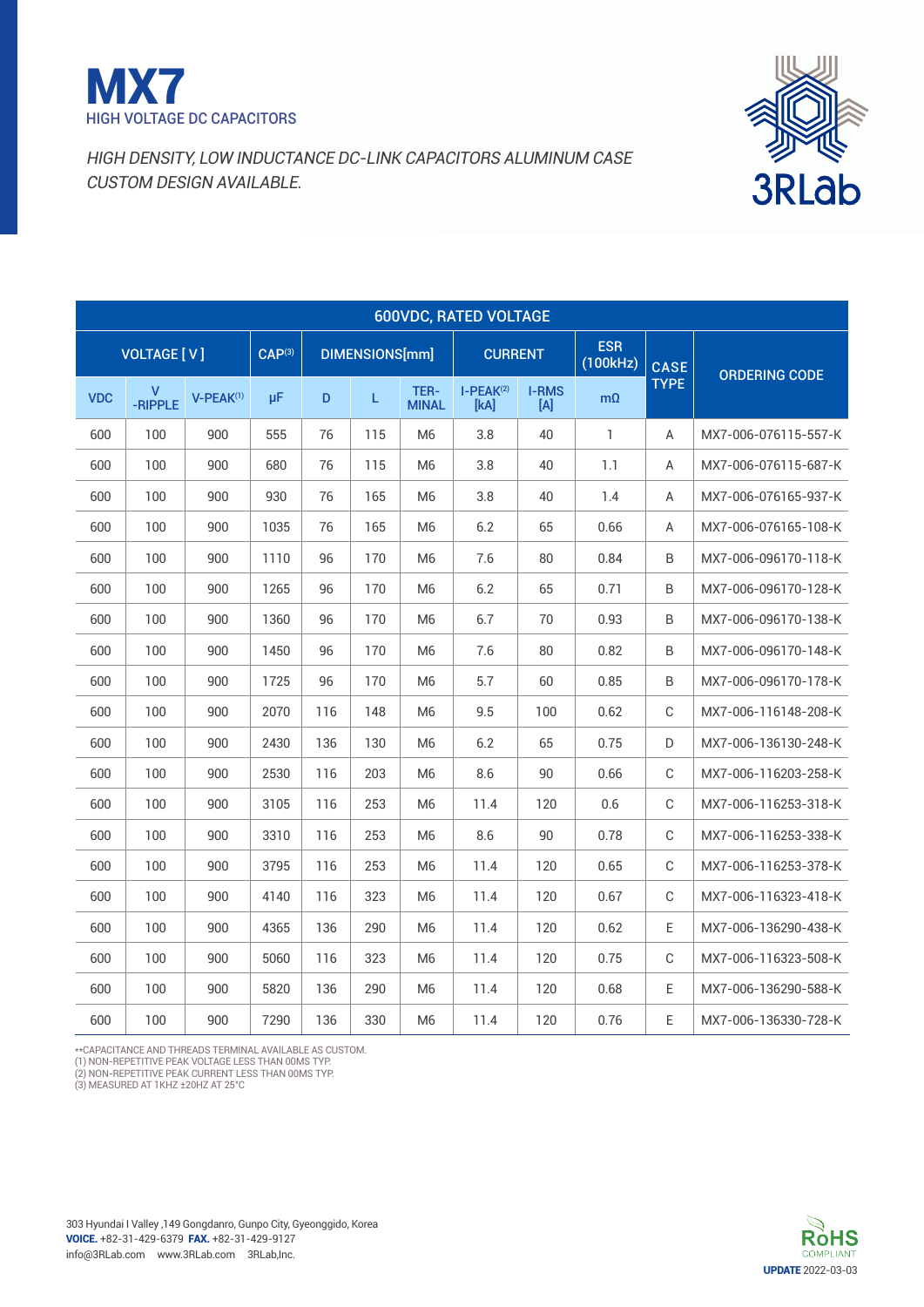# MX7

HIGH VOLTAGE DC CAPACITORS

*HIGH DENSITY, LOW INDUCTANCE DC-LINK CAPACITORS ALUMINUM CASE*
*CUSTOM DESIGN AVAILABLE.*

| 600VDC, RATED VOLTAGE | | | | | | | | | | | |
|---|---|---|---|---|---|---|---|---|---|---|---|
| VOLTAGE [ V ] | | | CAP(3) | DIMENSIONS[mm] | | | CURRENT | | ESR (100kHz) | CASE TYPE | ORDERING CODE |
| VDC | V -RIPPLE | V-PEAK(1) | μF | D | L | TER-MINAL | I-PEAK(2) [kA] | I-RMS [A] | mΩ | | |
| 600 | 100 | 900 | 555 | 76 | 115 | M6 | 3.8 | 40 | 1 | A | MX7-006-076115-557-K |
| 600 | 100 | 900 | 680 | 76 | 115 | M6 | 3.8 | 40 | 1.1 | A | MX7-006-076115-687-K |
| 600 | 100 | 900 | 930 | 76 | 165 | M6 | 3.8 | 40 | 1.4 | A | MX7-006-076165-937-K |
| 600 | 100 | 900 | 1035 | 76 | 165 | M6 | 6.2 | 65 | 0.66 | A | MX7-006-076165-108-K |
| 600 | 100 | 900 | 1110 | 96 | 170 | M6 | 7.6 | 80 | 0.84 | B | MX7-006-096170-118-K |
| 600 | 100 | 900 | 1265 | 96 | 170 | M6 | 6.2 | 65 | 0.71 | B | MX7-006-096170-128-K |
| 600 | 100 | 900 | 1360 | 96 | 170 | M6 | 6.7 | 70 | 0.93 | B | MX7-006-096170-138-K |
| 600 | 100 | 900 | 1450 | 96 | 170 | M6 | 7.6 | 80 | 0.82 | B | MX7-006-096170-148-K |
| 600 | 100 | 900 | 1725 | 96 | 170 | M6 | 5.7 | 60 | 0.85 | B | MX7-006-096170-178-K |
| 600 | 100 | 900 | 2070 | 116 | 148 | M6 | 9.5 | 100 | 0.62 | C | MX7-006-116148-208-K |
| 600 | 100 | 900 | 2430 | 136 | 130 | M6 | 6.2 | 65 | 0.75 | D | MX7-006-136130-248-K |
| 600 | 100 | 900 | 2530 | 116 | 203 | M6 | 8.6 | 90 | 0.66 | C | MX7-006-116203-258-K |
| 600 | 100 | 900 | 3105 | 116 | 253 | M6 | 11.4 | 120 | 0.6 | C | MX7-006-116253-318-K |
| 600 | 100 | 900 | 3310 | 116 | 253 | M6 | 8.6 | 90 | 0.78 | C | MX7-006-116253-338-K |
| 600 | 100 | 900 | 3795 | 116 | 253 | M6 | 11.4 | 120 | 0.65 | C | MX7-006-116253-378-K |
| 600 | 100 | 900 | 4140 | 116 | 323 | M6 | 11.4 | 120 | 0.67 | C | MX7-006-116323-418-K |
| 600 | 100 | 900 | 4365 | 136 | 290 | M6 | 11.4 | 120 | 0.62 | E | MX7-006-136290-438-K |
| 600 | 100 | 900 | 5060 | 116 | 323 | M6 | 11.4 | 120 | 0.75 | C | MX7-006-116323-508-K |
| 600 | 100 | 900 | 5820 | 136 | 290 | M6 | 11.4 | 120 | 0.68 | E | MX7-006-136290-588-K |
| 600 | 100 | 900 | 7290 | 136 | 330 | M6 | 11.4 | 120 | 0.76 | E | MX7-006-136330-728-K |

**CAPACITANCE AND THREADS TERMINAL AVAILABLE AS CUSTOM.
(1) NON-REPETITIVE PEAK VOLTAGE LESS THAN 00MS TYP.
(2) NON-REPETITIVE PEAK CURRENT LESS THAN 00MS TYP.
(3) MEASURED AT 1KHZ ±20HZ AT 25°C

303 Hyundai I Valley ,149 Gongdanro, Gunpo City, Gyeonggido, Korea
**VOICE.** +82-31-429-6379 **FAX.** +82-31-429-9127
info@3RLab.com www.3RLab.com 3RLab,Inc.

RoHS COMPLIANT

**UPDATE** 2022-03-03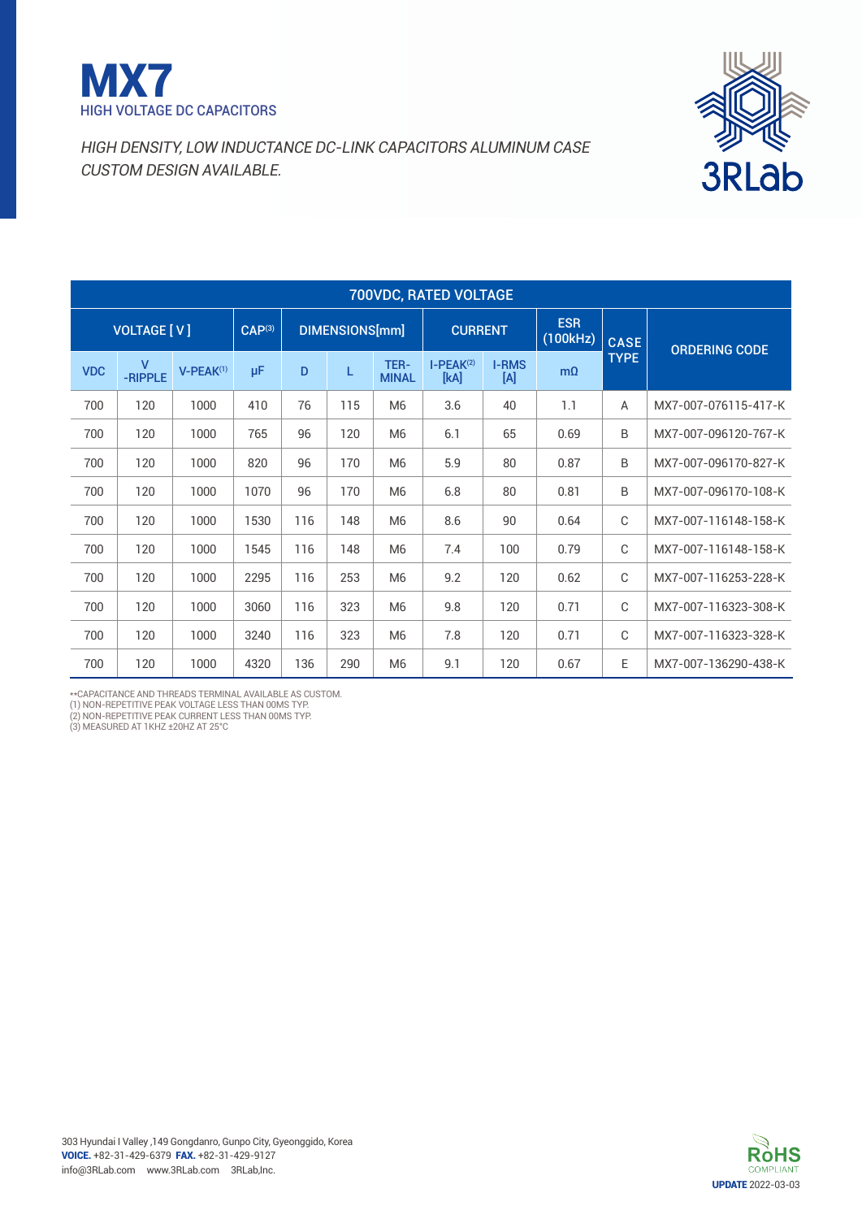# MX7

HIGH VOLTAGE DC CAPACITORS

*HIGH DENSITY, LOW INDUCTANCE DC-LINK CAPACITORS ALUMINUM CASE CUSTOM DESIGN AVAILABLE.*

| 700VDC, RATED VOLTAGE | | | | | | | | | | | |
|---|---|---|---|---|---|---|---|---|---|---|---|
| VOLTAGE [ V ] | | | CAP[3] | DIMENSIONS[mm] | | | CURRENT | | ESR (100kHz) | CASE TYPE | ORDERING CODE |
| VDC | V -RIPPLE | V-PEAK[1] | µF | D | L | TER-MINAL | I-PEAK[2] [kA] | I-RMS [A] | mΩ | | |
| 700 | 120 | 1000 | 410 | 76 | 115 | M6 | 3.6 | 40 | 1.1 | A | MX7-007-076115-417-K |
| 700 | 120 | 1000 | 765 | 96 | 120 | M6 | 6.1 | 65 | 0.69 | B | MX7-007-096120-767-K |
| 700 | 120 | 1000 | 820 | 96 | 170 | M6 | 5.9 | 80 | 0.87 | B | MX7-007-096170-827-K |
| 700 | 120 | 1000 | 1070 | 96 | 170 | M6 | 6.8 | 80 | 0.81 | B | MX7-007-096170-108-K |
| 700 | 120 | 1000 | 1530 | 116 | 148 | M6 | 8.6 | 90 | 0.64 | C | MX7-007-116148-158-K |
| 700 | 120 | 1000 | 1545 | 116 | 148 | M6 | 7.4 | 100 | 0.79 | C | MX7-007-116148-158-K |
| 700 | 120 | 1000 | 2295 | 116 | 253 | M6 | 9.2 | 120 | 0.62 | C | MX7-007-116253-228-K |
| 700 | 120 | 1000 | 3060 | 116 | 323 | M6 | 9.8 | 120 | 0.71 | C | MX7-007-116323-308-K |
| 700 | 120 | 1000 | 3240 | 116 | 323 | M6 | 7.8 | 120 | 0.71 | C | MX7-007-116323-328-K |
| 700 | 120 | 1000 | 4320 | 136 | 290 | M6 | 9.1 | 120 | 0.67 | E | MX7-007-136290-438-K |

**CAPACITANCE AND THREADS TERMINAL AVAILABLE AS CUSTOM.
(1) NON-REPETITIVE PEAK VOLTAGE LESS THAN 00MS TYP.
(2) NON-REPETITIVE PEAK CURRENT LESS THAN 00MS TYP.
(3) MEASURED AT 1KHZ ±20HZ AT 25°C

303 Hyundai I Valley ,149 Gongdanro, Gunpo City, Gyeonggido, Korea
**VOICE.** +82-31-429-6379 **FAX.** +82-31-429-9127
info@3RLab.com www.3RLab.com 3RLab,Inc.

RoHS COMPLIANT
**UPDATE** 2022-03-03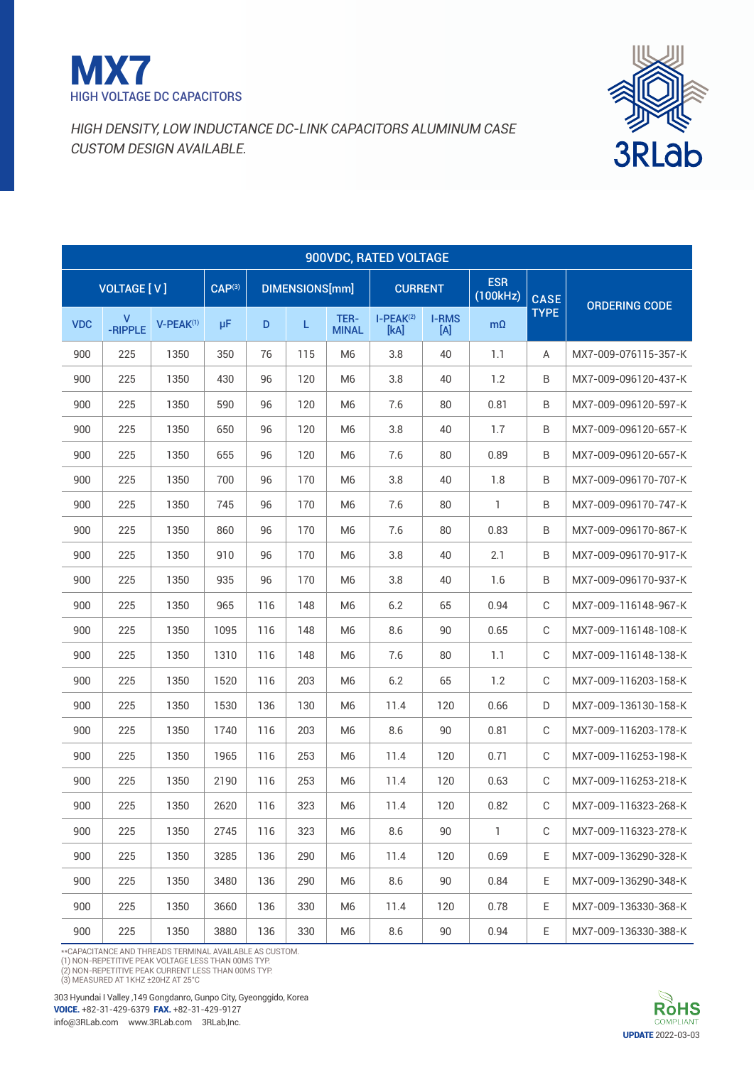# MX7

HIGH VOLTAGE DC CAPACITORS

*HIGH DENSITY, LOW INDUCTANCE DC-LINK CAPACITORS ALUMINUM CASE*
*CUSTOM DESIGN AVAILABLE.*

| 900VDC, RATED VOLTAGE | | | | | | | | | | | |
|---|---|---|---|---|---|---|---|---|---|---|---|
| VOLTAGE [ V ] | | | CAP[3] | DIMENSIONS[mm] | | | CURRENT | | ESR (100kHz) | CASE TYPE | ORDERING CODE |
| VDC | V -RIPPLE | V-PEAK[1] | μF | D | L | TER-MINAL | I-PEAK[2] [kA] | I-RMS [A] | mΩ | | |
| 900 | 225 | 1350 | 350 | 76 | 115 | M6 | 3.8 | 40 | 1.1 | A | MX7-009-076115-357-K |
| 900 | 225 | 1350 | 430 | 96 | 120 | M6 | 3.8 | 40 | 1.2 | B | MX7-009-096120-437-K |
| 900 | 225 | 1350 | 590 | 96 | 120 | M6 | 7.6 | 80 | 0.81 | B | MX7-009-096120-597-K |
| 900 | 225 | 1350 | 650 | 96 | 120 | M6 | 3.8 | 40 | 1.7 | B | MX7-009-096120-657-K |
| 900 | 225 | 1350 | 655 | 96 | 120 | M6 | 7.6 | 80 | 0.89 | B | MX7-009-096120-657-K |
| 900 | 225 | 1350 | 700 | 96 | 170 | M6 | 3.8 | 40 | 1.8 | B | MX7-009-096170-707-K |
| 900 | 225 | 1350 | 745 | 96 | 170 | M6 | 7.6 | 80 | 1 | B | MX7-009-096170-747-K |
| 900 | 225 | 1350 | 860 | 96 | 170 | M6 | 7.6 | 80 | 0.83 | B | MX7-009-096170-867-K |
| 900 | 225 | 1350 | 910 | 96 | 170 | M6 | 3.8 | 40 | 2.1 | B | MX7-009-096170-917-K |
| 900 | 225 | 1350 | 935 | 96 | 170 | M6 | 3.8 | 40 | 1.6 | B | MX7-009-096170-937-K |
| 900 | 225 | 1350 | 965 | 116 | 148 | M6 | 6.2 | 65 | 0.94 | C | MX7-009-116148-967-K |
| 900 | 225 | 1350 | 1095 | 116 | 148 | M6 | 8.6 | 90 | 0.65 | C | MX7-009-116148-108-K |
| 900 | 225 | 1350 | 1310 | 116 | 148 | M6 | 7.6 | 80 | 1.1 | C | MX7-009-116148-138-K |
| 900 | 225 | 1350 | 1520 | 116 | 203 | M6 | 6.2 | 65 | 1.2 | C | MX7-009-116203-158-K |
| 900 | 225 | 1350 | 1530 | 136 | 130 | M6 | 11.4 | 120 | 0.66 | D | MX7-009-136130-158-K |
| 900 | 225 | 1350 | 1740 | 116 | 203 | M6 | 8.6 | 90 | 0.81 | C | MX7-009-116203-178-K |
| 900 | 225 | 1350 | 1965 | 116 | 253 | M6 | 11.4 | 120 | 0.71 | C | MX7-009-116253-198-K |
| 900 | 225 | 1350 | 2190 | 116 | 253 | M6 | 11.4 | 120 | 0.63 | C | MX7-009-116253-218-K |
| 900 | 225 | 1350 | 2620 | 116 | 323 | M6 | 11.4 | 120 | 0.82 | C | MX7-009-116323-268-K |
| 900 | 225 | 1350 | 2745 | 116 | 323 | M6 | 8.6 | 90 | 1 | C | MX7-009-116323-278-K |
| 900 | 225 | 1350 | 3285 | 136 | 290 | M6 | 11.4 | 120 | 0.69 | E | MX7-009-136290-328-K |
| 900 | 225 | 1350 | 3480 | 136 | 290 | M6 | 8.6 | 90 | 0.84 | E | MX7-009-136290-348-K |
| 900 | 225 | 1350 | 3660 | 136 | 330 | M6 | 11.4 | 120 | 0.78 | E | MX7-009-136330-368-K |
| 900 | 225 | 1350 | 3880 | 136 | 330 | M6 | 8.6 | 90 | 0.94 | E | MX7-009-136330-388-K |

**CAPACITANCE AND THREADS TERMINAL AVAILABLE AS CUSTOM.
(1) NON-REPETITIVE PEAK VOLTAGE LESS THAN 00MS TYP.
(2) NON-REPETITIVE PEAK CURRENT LESS THAN 00MS TYP.
(3) MEASURED AT 1KHZ ±20HZ AT 25°C

303 Hyundai I Valley ,149 Gongdanro, Gunpo City, Gyeonggido, Korea
**VOICE.** +82-31-429-6379 **FAX.** +82-31-429-9127
info@3RLab.com www.3RLab.com 3RLab,Inc.

RoHS COMPLIANT

**UPDATE** 2022-03-03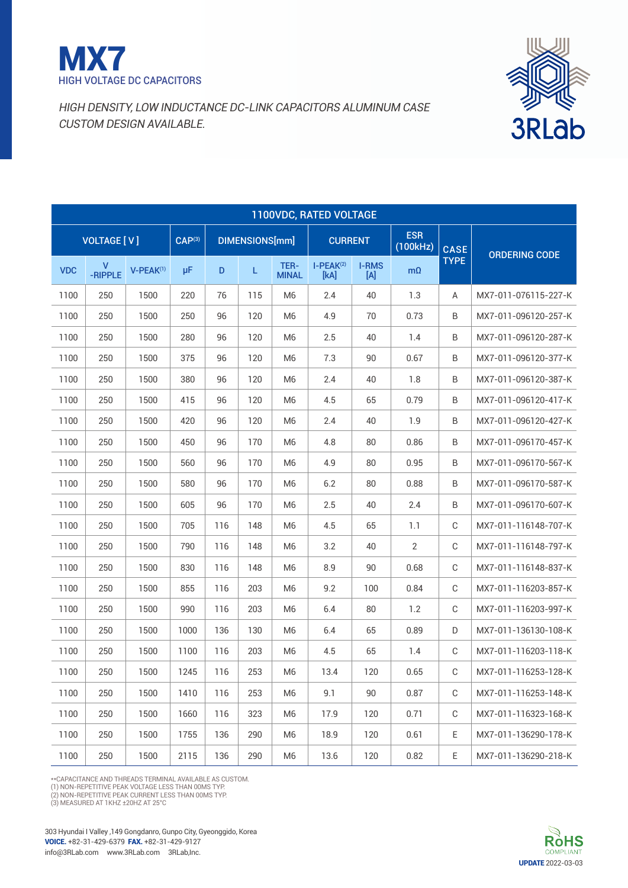# MX7

HIGH VOLTAGE DC CAPACITORS

*HIGH DENSITY, LOW INDUCTANCE DC-LINK CAPACITORS ALUMINUM CASE*
*CUSTOM DESIGN AVAILABLE.*

3RLab

| 1100VDC, RATED VOLTAGE | | | | | | | | | | | |
|---|---|---|---|---|---|---|---|---|---|---|---|
| VOLTAGE [ V ] | | | CAP[3] | DIMENSIONS[mm] | | | CURRENT | | ESR (100kHz) | CASE TYPE | ORDERING CODE |
| VDC | V -RIPPLE | V-PEAK[1] | μF | D | L | TER-MINAL | I-PEAK[2] [kA] | I-RMS [A] | mΩ | | |
| 1100 | 250 | 1500 | 220 | 76 | 115 | M6 | 2.4 | 40 | 1.3 | A | MX7-011-076115-227-K |
| 1100 | 250 | 1500 | 250 | 96 | 120 | M6 | 4.9 | 70 | 0.73 | B | MX7-011-096120-257-K |
| 1100 | 250 | 1500 | 280 | 96 | 120 | M6 | 2.5 | 40 | 1.4 | B | MX7-011-096120-287-K |
| 1100 | 250 | 1500 | 375 | 96 | 120 | M6 | 7.3 | 90 | 0.67 | B | MX7-011-096120-377-K |
| 1100 | 250 | 1500 | 380 | 96 | 120 | M6 | 2.4 | 40 | 1.8 | B | MX7-011-096120-387-K |
| 1100 | 250 | 1500 | 415 | 96 | 120 | M6 | 4.5 | 65 | 0.79 | B | MX7-011-096120-417-K |
| 1100 | 250 | 1500 | 420 | 96 | 120 | M6 | 2.4 | 40 | 1.9 | B | MX7-011-096120-427-K |
| 1100 | 250 | 1500 | 450 | 96 | 170 | M6 | 4.8 | 80 | 0.86 | B | MX7-011-096170-457-K |
| 1100 | 250 | 1500 | 560 | 96 | 170 | M6 | 4.9 | 80 | 0.95 | B | MX7-011-096170-567-K |
| 1100 | 250 | 1500 | 580 | 96 | 170 | M6 | 6.2 | 80 | 0.88 | B | MX7-011-096170-587-K |
| 1100 | 250 | 1500 | 605 | 96 | 170 | M6 | 2.5 | 40 | 2.4 | B | MX7-011-096170-607-K |
| 1100 | 250 | 1500 | 705 | 116 | 148 | M6 | 4.5 | 65 | 1.1 | C | MX7-011-116148-707-K |
| 1100 | 250 | 1500 | 790 | 116 | 148 | M6 | 3.2 | 40 | 2 | C | MX7-011-116148-797-K |
| 1100 | 250 | 1500 | 830 | 116 | 148 | M6 | 8.9 | 90 | 0.68 | C | MX7-011-116148-837-K |
| 1100 | 250 | 1500 | 855 | 116 | 203 | M6 | 9.2 | 100 | 0.84 | C | MX7-011-116203-857-K |
| 1100 | 250 | 1500 | 990 | 116 | 203 | M6 | 6.4 | 80 | 1.2 | C | MX7-011-116203-997-K |
| 1100 | 250 | 1500 | 1000 | 136 | 130 | M6 | 6.4 | 65 | 0.89 | D | MX7-011-136130-108-K |
| 1100 | 250 | 1500 | 1100 | 116 | 203 | M6 | 4.5 | 65 | 1.4 | C | MX7-011-116203-118-K |
| 1100 | 250 | 1500 | 1245 | 116 | 253 | M6 | 13.4 | 120 | 0.65 | C | MX7-011-116253-128-K |
| 1100 | 250 | 1500 | 1410 | 116 | 253 | M6 | 9.1 | 90 | 0.87 | C | MX7-011-116253-148-K |
| 1100 | 250 | 1500 | 1660 | 116 | 323 | M6 | 17.9 | 120 | 0.71 | C | MX7-011-116323-168-K |
| 1100 | 250 | 1500 | 1755 | 136 | 290 | M6 | 18.9 | 120 | 0.61 | E | MX7-011-136290-178-K |
| 1100 | 250 | 1500 | 2115 | 136 | 290 | M6 | 13.6 | 120 | 0.82 | E | MX7-011-136290-218-K |

**CAPACITANCE AND THREADS TERMINAL AVAILABLE AS CUSTOM.
(1) NON-REPETITIVE PEAK VOLTAGE LESS THAN 00MS TYP.
(2) NON-REPETITIVE PEAK CURRENT LESS THAN 00MS TYP.
(3) MEASURED AT 1KHZ ±20HZ AT 25°C

303 Hyundai I Valley ,149 Gongdanro, Gunpo City, Gyeonggido, Korea
**VOICE.** +82-31-429-6379 **FAX.** +82-31-429-9127
info@3RLab.com www.3RLab.com 3RLab,Inc.

RoHS COMPLIANT
**UPDATE** 2022-03-03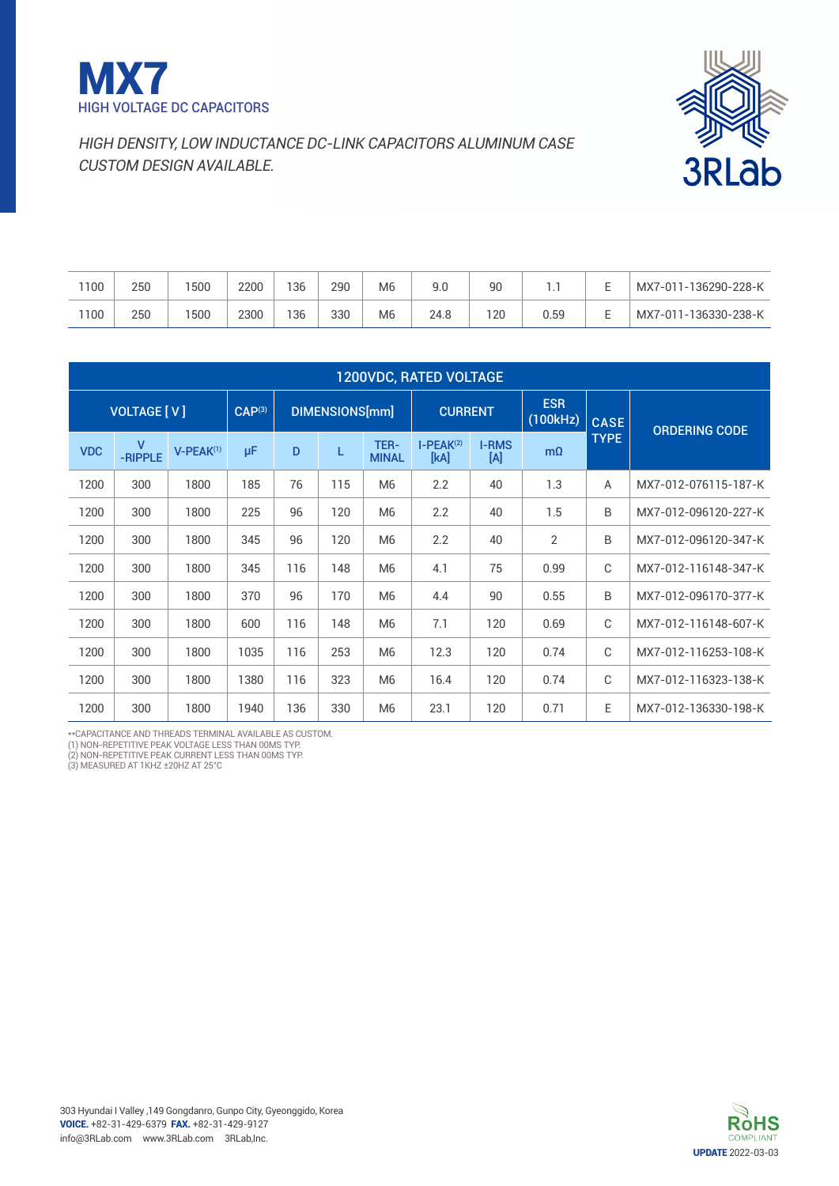# MX7

HIGH VOLTAGE DC CAPACITORS

*HIGH DENSITY, LOW INDUCTANCE DC-LINK CAPACITORS ALUMINUM CASE CUSTOM DESIGN AVAILABLE.*

| | | | | | | | | | | | |
|---|---|---|---|---|---|---|---|---|---|---|---|
| 1100 | 250 | 1500 | 2200 | 136 | 290 | M6 | 9.0 | 90 | 1.1 | E | MX7-011-136290-228-K |
| 1100 | 250 | 1500 | 2300 | 136 | 330 | M6 | 24.8 | 120 | 0.59 | E | MX7-011-136330-238-K |

| 1200VDC, RATED VOLTAGE | | | | | | | | | | | |
|---|---|---|---|---|---|---|---|---|---|---|---|
| VOLTAGE [ V ] | | | CAP(3) | DIMENSIONS[mm] | | | CURRENT | | ESR (100kHz) | CASE TYPE | ORDERING CODE |
| VDC | V -RIPPLE | V-PEAK(1) | μF | D | L | TER-MINAL | I-PEAK(2) [kA] | I-RMS [A] | mΩ | | |
| 1200 | 300 | 1800 | 185 | 76 | 115 | M6 | 2.2 | 40 | 1.3 | A | MX7-012-076115-187-K |
| 1200 | 300 | 1800 | 225 | 96 | 120 | M6 | 2.2 | 40 | 1.5 | B | MX7-012-096120-227-K |
| 1200 | 300 | 1800 | 345 | 96 | 120 | M6 | 2.2 | 40 | 2 | B | MX7-012-096120-347-K |
| 1200 | 300 | 1800 | 345 | 116 | 148 | M6 | 4.1 | 75 | 0.99 | C | MX7-012-116148-347-K |
| 1200 | 300 | 1800 | 370 | 96 | 170 | M6 | 4.4 | 90 | 0.55 | B | MX7-012-096170-377-K |
| 1200 | 300 | 1800 | 600 | 116 | 148 | M6 | 7.1 | 120 | 0.69 | C | MX7-012-116148-607-K |
| 1200 | 300 | 1800 | 1035 | 116 | 253 | M6 | 12.3 | 120 | 0.74 | C | MX7-012-116253-108-K |
| 1200 | 300 | 1800 | 1380 | 116 | 323 | M6 | 16.4 | 120 | 0.74 | C | MX7-012-116323-138-K |
| 1200 | 300 | 1800 | 1940 | 136 | 330 | M6 | 23.1 | 120 | 0.71 | E | MX7-012-136330-198-K |

**CAPACITANCE AND THREADS TERMINAL AVAILABLE AS CUSTOM.
(1) NON-REPETITIVE PEAK VOLTAGE LESS THAN 00MS TYP.
(2) NON-REPETITIVE PEAK CURRENT LESS THAN 00MS TYP.
(3) MEASURED AT 1KHZ ±20HZ AT 25°C

303 Hyundai I Valley ,149 Gongdanro, Gunpo City, Gyeonggido, Korea
**VOICE.** +82-31-429-6379 **FAX.** +82-31-429-9127
info@3RLab.com www.3RLab.com 3RLab,Inc.

RoHS COMPLIANT

**UPDATE** 2022-03-03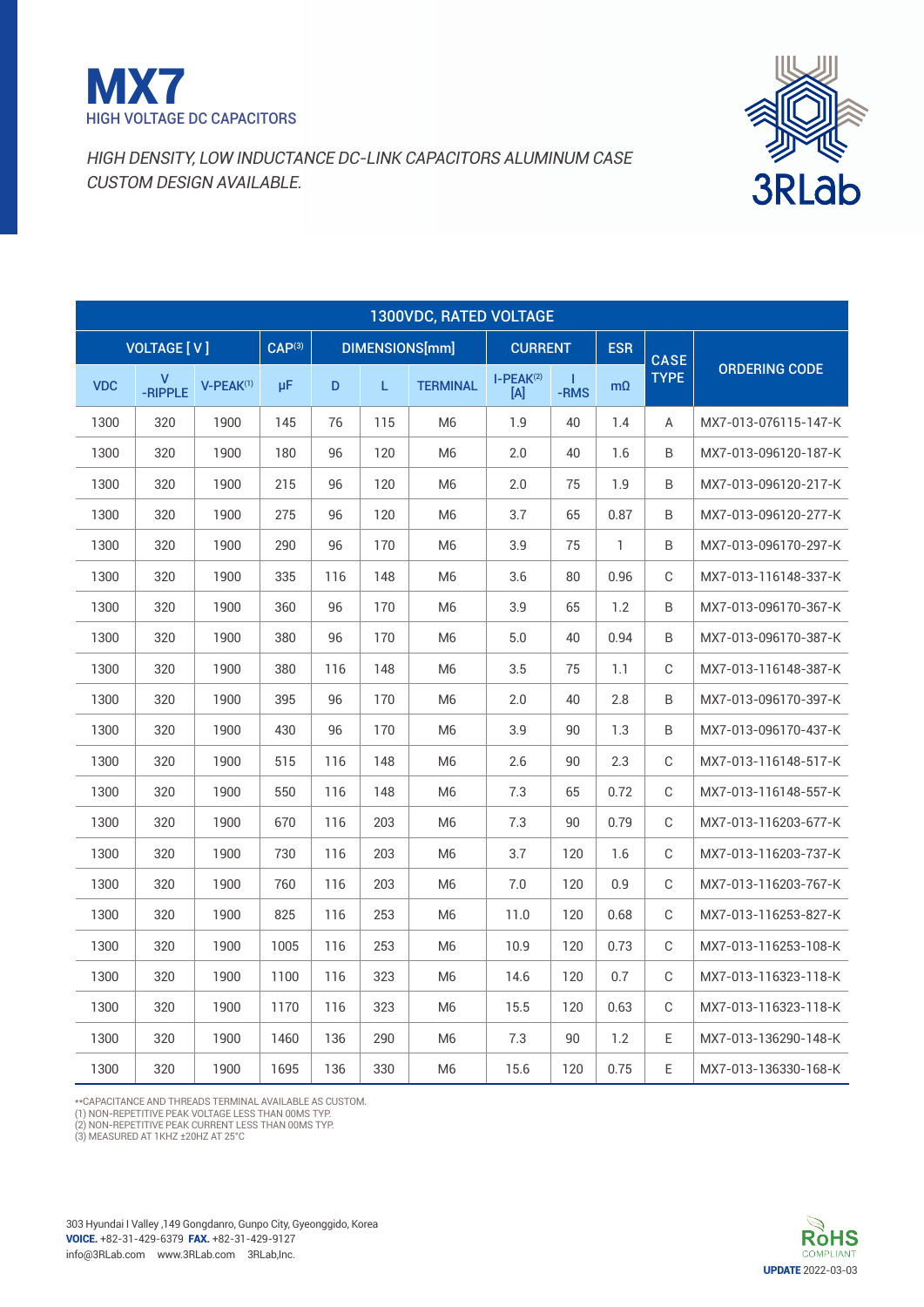# MX7

HIGH VOLTAGE DC CAPACITORS

*HIGH DENSITY, LOW INDUCTANCE DC-LINK CAPACITORS ALUMINUM CASE*
*CUSTOM DESIGN AVAILABLE.*

3RLab

| 1300VDC, RATED VOLTAGE | | | | | | | | | | | |
|---|---|---|---|---|---|---|---|---|---|---|---|
| VOLTAGE [ V ] | | | CAP(3) | DIMENSIONS[mm] | | | CURRENT | | ESR | CASE TYPE | ORDERING CODE |
| VDC | V -RIPPLE | V-PEAK(1) | μF | D | L | TERMINAL | I-PEAK(2) [A] | I -RMS | mΩ | | |
| 1300 | 320 | 1900 | 145 | 76 | 115 | M6 | 1.9 | 40 | 1.4 | A | MX7-013-076115-147-K |
| 1300 | 320 | 1900 | 180 | 96 | 120 | M6 | 2.0 | 40 | 1.6 | B | MX7-013-096120-187-K |
| 1300 | 320 | 1900 | 215 | 96 | 120 | M6 | 2.0 | 75 | 1.9 | B | MX7-013-096120-217-K |
| 1300 | 320 | 1900 | 275 | 96 | 120 | M6 | 3.7 | 65 | 0.87 | B | MX7-013-096120-277-K |
| 1300 | 320 | 1900 | 290 | 96 | 170 | M6 | 3.9 | 75 | 1 | B | MX7-013-096170-297-K |
| 1300 | 320 | 1900 | 335 | 116 | 148 | M6 | 3.6 | 80 | 0.96 | C | MX7-013-116148-337-K |
| 1300 | 320 | 1900 | 360 | 96 | 170 | M6 | 3.9 | 65 | 1.2 | B | MX7-013-096170-367-K |
| 1300 | 320 | 1900 | 380 | 96 | 170 | M6 | 5.0 | 40 | 0.94 | B | MX7-013-096170-387-K |
| 1300 | 320 | 1900 | 380 | 116 | 148 | M6 | 3.5 | 75 | 1.1 | C | MX7-013-116148-387-K |
| 1300 | 320 | 1900 | 395 | 96 | 170 | M6 | 2.0 | 40 | 2.8 | B | MX7-013-096170-397-K |
| 1300 | 320 | 1900 | 430 | 96 | 170 | M6 | 3.9 | 90 | 1.3 | B | MX7-013-096170-437-K |
| 1300 | 320 | 1900 | 515 | 116 | 148 | M6 | 2.6 | 90 | 2.3 | C | MX7-013-116148-517-K |
| 1300 | 320 | 1900 | 550 | 116 | 148 | M6 | 7.3 | 65 | 0.72 | C | MX7-013-116148-557-K |
| 1300 | 320 | 1900 | 670 | 116 | 203 | M6 | 7.3 | 90 | 0.79 | C | MX7-013-116203-677-K |
| 1300 | 320 | 1900 | 730 | 116 | 203 | M6 | 3.7 | 120 | 1.6 | C | MX7-013-116203-737-K |
| 1300 | 320 | 1900 | 760 | 116 | 203 | M6 | 7.0 | 120 | 0.9 | C | MX7-013-116203-767-K |
| 1300 | 320 | 1900 | 825 | 116 | 253 | M6 | 11.0 | 120 | 0.68 | C | MX7-013-116253-827-K |
| 1300 | 320 | 1900 | 1005 | 116 | 253 | M6 | 10.9 | 120 | 0.73 | C | MX7-013-116253-108-K |
| 1300 | 320 | 1900 | 1100 | 116 | 323 | M6 | 14.6 | 120 | 0.7 | C | MX7-013-116323-118-K |
| 1300 | 320 | 1900 | 1170 | 116 | 323 | M6 | 15.5 | 120 | 0.63 | C | MX7-013-116323-118-K |
| 1300 | 320 | 1900 | 1460 | 136 | 290 | M6 | 7.3 | 90 | 1.2 | E | MX7-013-136290-148-K |
| 1300 | 320 | 1900 | 1695 | 136 | 330 | M6 | 15.6 | 120 | 0.75 | E | MX7-013-136330-168-K |

**CAPACITANCE AND THREADS TERMINAL AVAILABLE AS CUSTOM.
(1) NON-REPETITIVE PEAK VOLTAGE LESS THAN 00MS TYP.
(2) NON-REPETITIVE PEAK CURRENT LESS THAN 00MS TYP.
(3) MEASURED AT 1KHZ ±20HZ AT 25°C

303 Hyundai I Valley ,149 Gongdanro, Gunpo City, Gyeonggido, Korea
**VOICE.** +82-31-429-6379 **FAX.** +82-31-429-9127
info@3RLab.com www.3RLab.com 3RLab,Inc.

RoHS COMPLIANT

**UPDATE** 2022-03-03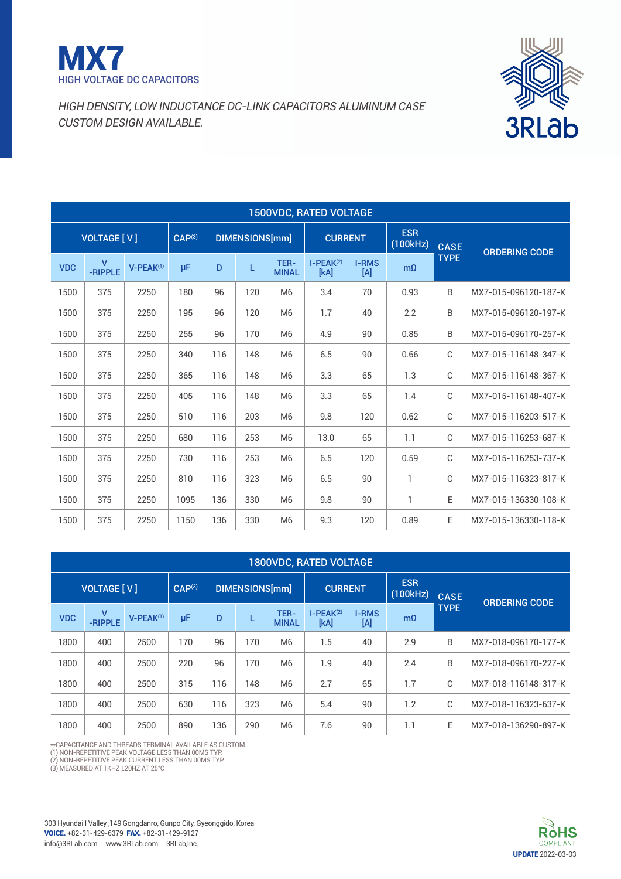# MX7

HIGH VOLTAGE DC CAPACITORS

*HIGH DENSITY, LOW INDUCTANCE DC-LINK CAPACITORS ALUMINUM CASE*
*CUSTOM DESIGN AVAILABLE.*

3RLab

| 1500VDC, RATED VOLTAGE | | | | | | | | | | | |
|---|---|---|---|---|---|---|---|---|---|---|---|
| VOLTAGE [ V ] | | | CAP(3) | DIMENSIONS[mm] | | | CURRENT | | ESR (100kHz) | CASE TYPE | ORDERING CODE |
| VDC | V -RIPPLE | V-PEAK(1) | μF | D | L | TER-MINAL | I-PEAK(2) [kA] | I-RMS [A] | mΩ | | |
| 1500 | 375 | 2250 | 180 | 96 | 120 | M6 | 3.4 | 70 | 0.93 | B | MX7-015-096120-187-K |
| 1500 | 375 | 2250 | 195 | 96 | 120 | M6 | 1.7 | 40 | 2.2 | B | MX7-015-096120-197-K |
| 1500 | 375 | 2250 | 255 | 96 | 170 | M6 | 4.9 | 90 | 0.85 | B | MX7-015-096170-257-K |
| 1500 | 375 | 2250 | 340 | 116 | 148 | M6 | 6.5 | 90 | 0.66 | C | MX7-015-116148-347-K |
| 1500 | 375 | 2250 | 365 | 116 | 148 | M6 | 3.3 | 65 | 1.3 | C | MX7-015-116148-367-K |
| 1500 | 375 | 2250 | 405 | 116 | 148 | M6 | 3.3 | 65 | 1.4 | C | MX7-015-116148-407-K |
| 1500 | 375 | 2250 | 510 | 116 | 203 | M6 | 9.8 | 120 | 0.62 | C | MX7-015-116203-517-K |
| 1500 | 375 | 2250 | 680 | 116 | 253 | M6 | 13.0 | 65 | 1.1 | C | MX7-015-116253-687-K |
| 1500 | 375 | 2250 | 730 | 116 | 253 | M6 | 6.5 | 120 | 0.59 | C | MX7-015-116253-737-K |
| 1500 | 375 | 2250 | 810 | 116 | 323 | M6 | 6.5 | 90 | 1 | C | MX7-015-116323-817-K |
| 1500 | 375 | 2250 | 1095 | 136 | 330 | M6 | 9.8 | 90 | 1 | E | MX7-015-136330-108-K |
| 1500 | 375 | 2250 | 1150 | 136 | 330 | M6 | 9.3 | 120 | 0.89 | E | MX7-015-136330-118-K |

| 1800VDC, RATED VOLTAGE | | | | | | | | | | | |
|---|---|---|---|---|---|---|---|---|---|---|---|
| VOLTAGE [ V ] | | | CAP(3) | DIMENSIONS[mm] | | | CURRENT | | ESR (100kHz) | CASE TYPE | ORDERING CODE |
| VDC | V -RIPPLE | V-PEAK(1) | μF | D | L | TER-MINAL | I-PEAK(2) [kA] | I-RMS [A] | mΩ | | |
| 1800 | 400 | 2500 | 170 | 96 | 170 | M6 | 1.5 | 40 | 2.9 | B | MX7-018-096170-177-K |
| 1800 | 400 | 2500 | 220 | 96 | 170 | M6 | 1.9 | 40 | 2.4 | B | MX7-018-096170-227-K |
| 1800 | 400 | 2500 | 315 | 116 | 148 | M6 | 2.7 | 65 | 1.7 | C | MX7-018-116148-317-K |
| 1800 | 400 | 2500 | 630 | 116 | 323 | M6 | 5.4 | 90 | 1.2 | C | MX7-018-116323-637-K |
| 1800 | 400 | 2500 | 890 | 136 | 290 | M6 | 7.6 | 90 | 1.1 | E | MX7-018-136290-897-K |

**CAPACITANCE AND THREADS TERMINAL AVAILABLE AS CUSTOM.
(1) NON-REPETITIVE PEAK VOLTAGE LESS THAN 00MS TYP.
(2) NON-REPETITIVE PEAK CURRENT LESS THAN 00MS TYP.
(3) MEASURED AT 1KHZ ±20HZ AT 25°C

303 Hyundai I Valley ,149 Gongdanro, Gunpo City, Gyeonggido, Korea
**VOICE.** +82-31-429-6379 **FAX.** +82-31-429-9127
info@3RLab.com www.3RLab.com 3RLab,Inc.

RoHS COMPLIANT

**UPDATE** 2022-03-03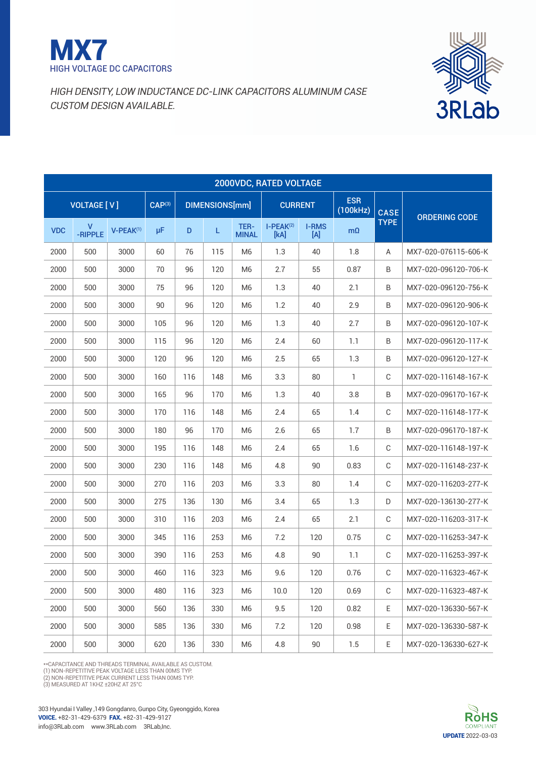# MX7

HIGH VOLTAGE DC CAPACITORS

*HIGH DENSITY, LOW INDUCTANCE DC-LINK CAPACITORS ALUMINUM CASE*
*CUSTOM DESIGN AVAILABLE.*

3RLab

| 2000VDC, RATED VOLTAGE | | | | | | | | | | | |
|---|---|---|---|---|---|---|---|---|---|---|---|
| VOLTAGE [ V ] | | | CAP(3) | DIMENSIONS[mm] | | | CURRENT | | ESR (100kHz) | CASE TYPE | ORDERING CODE |
| VDC | V -RIPPLE | V-PEAK(1) | μF | D | L | TER-MINAL | I-PEAK(2) [kA] | I-RMS [A] | mΩ | | |
| 2000 | 500 | 3000 | 60 | 76 | 115 | M6 | 1.3 | 40 | 1.8 | A | MX7-020-076115-606-K |
| 2000 | 500 | 3000 | 70 | 96 | 120 | M6 | 2.7 | 55 | 0.87 | B | MX7-020-096120-706-K |
| 2000 | 500 | 3000 | 75 | 96 | 120 | M6 | 1.3 | 40 | 2.1 | B | MX7-020-096120-756-K |
| 2000 | 500 | 3000 | 90 | 96 | 120 | M6 | 1.2 | 40 | 2.9 | B | MX7-020-096120-906-K |
| 2000 | 500 | 3000 | 105 | 96 | 120 | M6 | 1.3 | 40 | 2.7 | B | MX7-020-096120-107-K |
| 2000 | 500 | 3000 | 115 | 96 | 120 | M6 | 2.4 | 60 | 1.1 | B | MX7-020-096120-117-K |
| 2000 | 500 | 3000 | 120 | 96 | 120 | M6 | 2.5 | 65 | 1.3 | B | MX7-020-096120-127-K |
| 2000 | 500 | 3000 | 160 | 116 | 148 | M6 | 3.3 | 80 | 1 | C | MX7-020-116148-167-K |
| 2000 | 500 | 3000 | 165 | 96 | 170 | M6 | 1.3 | 40 | 3.8 | B | MX7-020-096170-167-K |
| 2000 | 500 | 3000 | 170 | 116 | 148 | M6 | 2.4 | 65 | 1.4 | C | MX7-020-116148-177-K |
| 2000 | 500 | 3000 | 180 | 96 | 170 | M6 | 2.6 | 65 | 1.7 | B | MX7-020-096170-187-K |
| 2000 | 500 | 3000 | 195 | 116 | 148 | M6 | 2.4 | 65 | 1.6 | C | MX7-020-116148-197-K |
| 2000 | 500 | 3000 | 230 | 116 | 148 | M6 | 4.8 | 90 | 0.83 | C | MX7-020-116148-237-K |
| 2000 | 500 | 3000 | 270 | 116 | 203 | M6 | 3.3 | 80 | 1.4 | C | MX7-020-116203-277-K |
| 2000 | 500 | 3000 | 275 | 136 | 130 | M6 | 3.4 | 65 | 1.3 | D | MX7-020-136130-277-K |
| 2000 | 500 | 3000 | 310 | 116 | 203 | M6 | 2.4 | 65 | 2.1 | C | MX7-020-116203-317-K |
| 2000 | 500 | 3000 | 345 | 116 | 253 | M6 | 7.2 | 120 | 0.75 | C | MX7-020-116253-347-K |
| 2000 | 500 | 3000 | 390 | 116 | 253 | M6 | 4.8 | 90 | 1.1 | C | MX7-020-116253-397-K |
| 2000 | 500 | 3000 | 460 | 116 | 323 | M6 | 9.6 | 120 | 0.76 | C | MX7-020-116323-467-K |
| 2000 | 500 | 3000 | 480 | 116 | 323 | M6 | 10.0 | 120 | 0.69 | C | MX7-020-116323-487-K |
| 2000 | 500 | 3000 | 560 | 136 | 330 | M6 | 9.5 | 120 | 0.82 | E | MX7-020-136330-567-K |
| 2000 | 500 | 3000 | 585 | 136 | 330 | M6 | 7.2 | 120 | 0.98 | E | MX7-020-136330-587-K |
| 2000 | 500 | 3000 | 620 | 136 | 330 | M6 | 4.8 | 90 | 1.5 | E | MX7-020-136330-627-K |

**CAPACITANCE AND THREADS TERMINAL AVAILABLE AS CUSTOM.
(1) NON-REPETITIVE PEAK VOLTAGE LESS THAN 00MS TYP.
(2) NON-REPETITIVE PEAK CURRENT LESS THAN 00MS TYP.
(3) MEASURED AT 1KHZ ±20HZ AT 25°C

303 Hyundai I Valley ,149 Gongdanro, Gunpo City, Gyeonggido, Korea
**VOICE.** +82-31-429-6379 **FAX.** +82-31-429-9127
info@3RLab.com www.3RLab.com 3RLab,Inc.

RoHS COMPLIANT

**UPDATE** 2022-03-03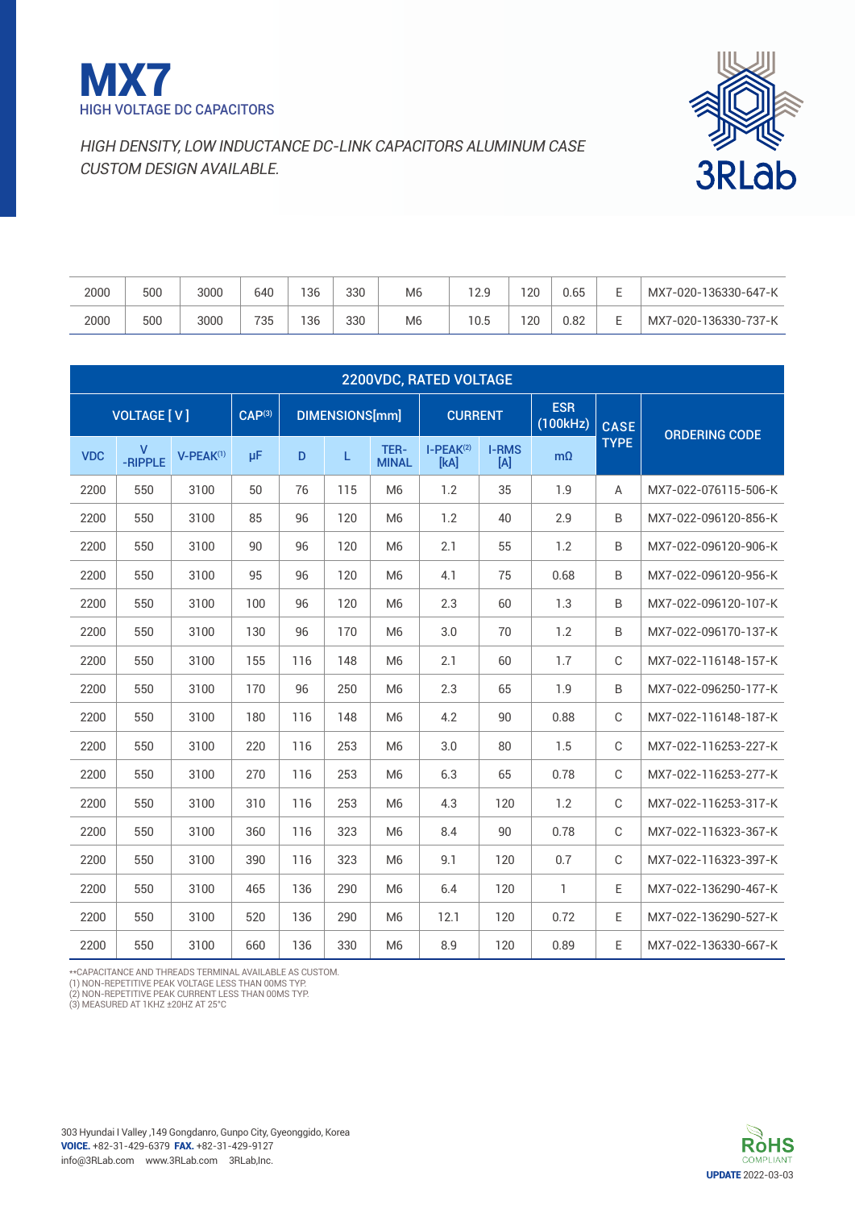# MX7

HIGH VOLTAGE DC CAPACITORS

*HIGH DENSITY, LOW INDUCTANCE DC-LINK CAPACITORS ALUMINUM CASE CUSTOM DESIGN AVAILABLE.*

| | | | | | | | | | | | |
|---|---|---|---|---|---|---|---|---|---|---|---|
| 2000 | 500 | 3000 | 640 | 136 | 330 | M6 | 12.9 | 120 | 0.65 | E | MX7-020-136330-647-K |
| 2000 | 500 | 3000 | 735 | 136 | 330 | M6 | 10.5 | 120 | 0.82 | E | MX7-020-136330-737-K |

| 2200VDC, RATED VOLTAGE | | | | | | | | | | | |
|---|---|---|---|---|---|---|---|---|---|---|---|
| VOLTAGE [ V ] | | | CAP(3) | DIMENSIONS[mm] | | | CURRENT | | ESR (100kHz) | CASE TYPE | ORDERING CODE |
| VDC | V -RIPPLE | V-PEAK(1) | µF | D | L | TER-MINAL | I-PEAK(2) [kA] | I-RMS [A] | mΩ | | |
| 2200 | 550 | 3100 | 50 | 76 | 115 | M6 | 1.2 | 35 | 1.9 | A | MX7-022-076115-506-K |
| 2200 | 550 | 3100 | 85 | 96 | 120 | M6 | 1.2 | 40 | 2.9 | B | MX7-022-096120-856-K |
| 2200 | 550 | 3100 | 90 | 96 | 120 | M6 | 2.1 | 55 | 1.2 | B | MX7-022-096120-906-K |
| 2200 | 550 | 3100 | 95 | 96 | 120 | M6 | 4.1 | 75 | 0.68 | B | MX7-022-096120-956-K |
| 2200 | 550 | 3100 | 100 | 96 | 120 | M6 | 2.3 | 60 | 1.3 | B | MX7-022-096120-107-K |
| 2200 | 550 | 3100 | 130 | 96 | 170 | M6 | 3.0 | 70 | 1.2 | B | MX7-022-096170-137-K |
| 2200 | 550 | 3100 | 155 | 116 | 148 | M6 | 2.1 | 60 | 1.7 | C | MX7-022-116148-157-K |
| 2200 | 550 | 3100 | 170 | 96 | 250 | M6 | 2.3 | 65 | 1.9 | B | MX7-022-096250-177-K |
| 2200 | 550 | 3100 | 180 | 116 | 148 | M6 | 4.2 | 90 | 0.88 | C | MX7-022-116148-187-K |
| 2200 | 550 | 3100 | 220 | 116 | 253 | M6 | 3.0 | 80 | 1.5 | C | MX7-022-116253-227-K |
| 2200 | 550 | 3100 | 270 | 116 | 253 | M6 | 6.3 | 65 | 0.78 | C | MX7-022-116253-277-K |
| 2200 | 550 | 3100 | 310 | 116 | 253 | M6 | 4.3 | 120 | 1.2 | C | MX7-022-116253-317-K |
| 2200 | 550 | 3100 | 360 | 116 | 323 | M6 | 8.4 | 90 | 0.78 | C | MX7-022-116323-367-K |
| 2200 | 550 | 3100 | 390 | 116 | 323 | M6 | 9.1 | 120 | 0.7 | C | MX7-022-116323-397-K |
| 2200 | 550 | 3100 | 465 | 136 | 290 | M6 | 6.4 | 120 | 1 | E | MX7-022-136290-467-K |
| 2200 | 550 | 3100 | 520 | 136 | 290 | M6 | 12.1 | 120 | 0.72 | E | MX7-022-136290-527-K |
| 2200 | 550 | 3100 | 660 | 136 | 330 | M6 | 8.9 | 120 | 0.89 | E | MX7-022-136330-667-K |

**CAPACITANCE AND THREADS TERMINAL AVAILABLE AS CUSTOM.
(1) NON-REPETITIVE PEAK VOLTAGE LESS THAN 00MS TYP.
(2) NON-REPETITIVE PEAK CURRENT LESS THAN 00MS TYP.
(3) MEASURED AT 1KHZ ±20HZ AT 25°C

303 Hyundai I Valley ,149 Gongdanro, Gunpo City, Gyeonggido, Korea
**VOICE.** +82-31-429-6379 **FAX.** +82-31-429-9127
info@3RLab.com www.3RLab.com 3RLab,Inc.

RoHS COMPLIANT

**UPDATE** 2022-03-03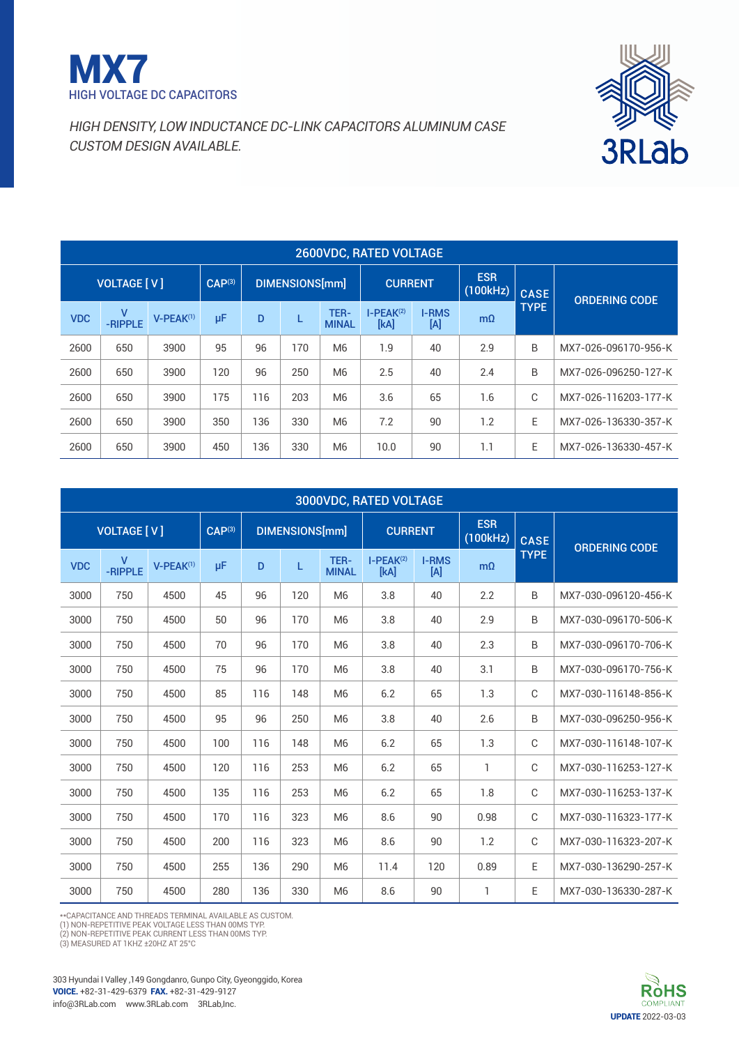# MX7

HIGH VOLTAGE DC CAPACITORS

*HIGH DENSITY, LOW INDUCTANCE DC-LINK CAPACITORS ALUMINUM CASE*
*CUSTOM DESIGN AVAILABLE.*

3RLab

| 2600VDC, RATED VOLTAGE | | | | | | | | | | | |
|---|---|---|---|---|---|---|---|---|---|---|---|
| VOLTAGE [ V ] | | | CAP(3) | DIMENSIONS[mm] | | | CURRENT | | ESR (100kHz) | CASE TYPE | ORDERING CODE |
| VDC | V -RIPPLE | V-PEAK(1) | µF | D | L | TER-MINAL | I-PEAK(2) [kA] | I-RMS [A] | mΩ | | |
| 2600 | 650 | 3900 | 95 | 96 | 170 | M6 | 1.9 | 40 | 2.9 | B | MX7-026-096170-956-K |
| 2600 | 650 | 3900 | 120 | 96 | 250 | M6 | 2.5 | 40 | 2.4 | B | MX7-026-096250-127-K |
| 2600 | 650 | 3900 | 175 | 116 | 203 | M6 | 3.6 | 65 | 1.6 | C | MX7-026-116203-177-K |
| 2600 | 650 | 3900 | 350 | 136 | 330 | M6 | 7.2 | 90 | 1.2 | E | MX7-026-136330-357-K |
| 2600 | 650 | 3900 | 450 | 136 | 330 | M6 | 10.0 | 90 | 1.1 | E | MX7-026-136330-457-K |

| 3000VDC, RATED VOLTAGE | | | | | | | | | | | |
|---|---|---|---|---|---|---|---|---|---|---|---|
| VOLTAGE [ V ] | | | CAP(3) | DIMENSIONS[mm] | | | CURRENT | | ESR (100kHz) | CASE TYPE | ORDERING CODE |
| VDC | V -RIPPLE | V-PEAK(1) | µF | D | L | TER-MINAL | I-PEAK(2) [kA] | I-RMS [A] | mΩ | | |
| 3000 | 750 | 4500 | 45 | 96 | 120 | M6 | 3.8 | 40 | 2.2 | B | MX7-030-096120-456-K |
| 3000 | 750 | 4500 | 50 | 96 | 170 | M6 | 3.8 | 40 | 2.9 | B | MX7-030-096170-506-K |
| 3000 | 750 | 4500 | 70 | 96 | 170 | M6 | 3.8 | 40 | 2.3 | B | MX7-030-096170-706-K |
| 3000 | 750 | 4500 | 75 | 96 | 170 | M6 | 3.8 | 40 | 3.1 | B | MX7-030-096170-756-K |
| 3000 | 750 | 4500 | 85 | 116 | 148 | M6 | 6.2 | 65 | 1.3 | C | MX7-030-116148-856-K |
| 3000 | 750 | 4500 | 95 | 96 | 250 | M6 | 3.8 | 40 | 2.6 | B | MX7-030-096250-956-K |
| 3000 | 750 | 4500 | 100 | 116 | 148 | M6 | 6.2 | 65 | 1.3 | C | MX7-030-116148-107-K |
| 3000 | 750 | 4500 | 120 | 116 | 253 | M6 | 6.2 | 65 | 1 | C | MX7-030-116253-127-K |
| 3000 | 750 | 4500 | 135 | 116 | 253 | M6 | 6.2 | 65 | 1.8 | C | MX7-030-116253-137-K |
| 3000 | 750 | 4500 | 170 | 116 | 323 | M6 | 8.6 | 90 | 0.98 | C | MX7-030-116323-177-K |
| 3000 | 750 | 4500 | 200 | 116 | 323 | M6 | 8.6 | 90 | 1.2 | C | MX7-030-116323-207-K |
| 3000 | 750 | 4500 | 255 | 136 | 290 | M6 | 11.4 | 120 | 0.89 | E | MX7-030-136290-257-K |
| 3000 | 750 | 4500 | 280 | 136 | 330 | M6 | 8.6 | 90 | 1 | E | MX7-030-136330-287-K |

**CAPACITANCE AND THREADS TERMINAL AVAILABLE AS CUSTOM.
(1) NON-REPETITIVE PEAK VOLTAGE LESS THAN 00MS TYP.
(2) NON-REPETITIVE PEAK CURRENT LESS THAN 00MS TYP.
(3) MEASURED AT 1KHZ ±20HZ AT 25°C

303 Hyundai I Valley ,149 Gongdanro, Gunpo City, Gyeonggido, Korea
**VOICE.** +82-31-429-6379 **FAX.** +82-31-429-9127
info@3RLab.com www.3RLab.com 3RLab,Inc.

RoHS COMPLIANT

**UPDATE** 2022-03-03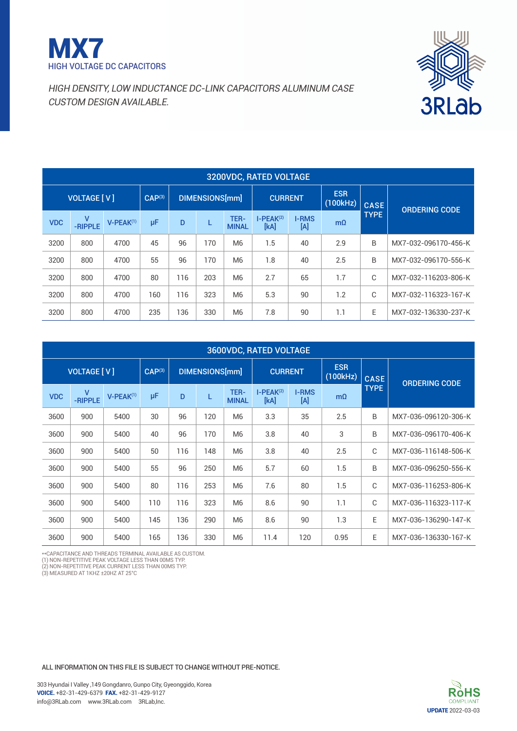# MX7

HIGH VOLTAGE DC CAPACITORS

*HIGH DENSITY, LOW INDUCTANCE DC-LINK CAPACITORS ALUMINUM CASE CUSTOM DESIGN AVAILABLE.*

3RLab

| 3200VDC, RATED VOLTAGE | | | | | | | | | | | |
|---|---|---|---|---|---|---|---|---|---|---|---|
| VOLTAGE [ V ] | | | CAP(3) | DIMENSIONS[mm] | | | CURRENT | | ESR (100kHz) | CASE TYPE | ORDERING CODE |
| VDC | V -RIPPLE | V-PEAK(1) | μF | D | L | TER-MINAL | I-PEAK(2) [kA] | I-RMS [A] | mΩ | | |
| 3200 | 800 | 4700 | 45 | 96 | 170 | M6 | 1.5 | 40 | 2.9 | B | MX7-032-096170-456-K |
| 3200 | 800 | 4700 | 55 | 96 | 170 | M6 | 1.8 | 40 | 2.5 | B | MX7-032-096170-556-K |
| 3200 | 800 | 4700 | 80 | 116 | 203 | M6 | 2.7 | 65 | 1.7 | C | MX7-032-116203-806-K |
| 3200 | 800 | 4700 | 160 | 116 | 323 | M6 | 5.3 | 90 | 1.2 | C | MX7-032-116323-167-K |
| 3200 | 800 | 4700 | 235 | 136 | 330 | M6 | 7.8 | 90 | 1.1 | E | MX7-032-136330-237-K |

| 3600VDC, RATED VOLTAGE | | | | | | | | | | | |
|---|---|---|---|---|---|---|---|---|---|---|---|
| VOLTAGE [ V ] | | | CAP(3) | DIMENSIONS[mm] | | | CURRENT | | ESR (100kHz) | CASE TYPE | ORDERING CODE |
| VDC | V -RIPPLE | V-PEAK(1) | μF | D | L | TER-MINAL | I-PEAK(2) [kA] | I-RMS [A] | mΩ | | |
| 3600 | 900 | 5400 | 30 | 96 | 120 | M6 | 3.3 | 35 | 2.5 | B | MX7-036-096120-306-K |
| 3600 | 900 | 5400 | 40 | 96 | 170 | M6 | 3.8 | 40 | 3 | B | MX7-036-096170-406-K |
| 3600 | 900 | 5400 | 50 | 116 | 148 | M6 | 3.8 | 40 | 2.5 | C | MX7-036-116148-506-K |
| 3600 | 900 | 5400 | 55 | 96 | 250 | M6 | 5.7 | 60 | 1.5 | B | MX7-036-096250-556-K |
| 3600 | 900 | 5400 | 80 | 116 | 253 | M6 | 7.6 | 80 | 1.5 | C | MX7-036-116253-806-K |
| 3600 | 900 | 5400 | 110 | 116 | 323 | M6 | 8.6 | 90 | 1.1 | C | MX7-036-116323-117-K |
| 3600 | 900 | 5400 | 145 | 136 | 290 | M6 | 8.6 | 90 | 1.3 | E | MX7-036-136290-147-K |
| 3600 | 900 | 5400 | 165 | 136 | 330 | M6 | 11.4 | 120 | 0.95 | E | MX7-036-136330-167-K |

**CAPACITANCE AND THREADS TERMINAL AVAILABLE AS CUSTOM.
(1) NON-REPETITIVE PEAK VOLTAGE LESS THAN 00MS TYP.
(2) NON-REPETITIVE PEAK CURRENT LESS THAN 00MS TYP.
(3) MEASURED AT 1KHZ ±20HZ AT 25°C

ALL INFORMATION ON THIS FILE IS SUBJECT TO CHANGE WITHOUT PRE-NOTICE.

303 Hyundai I Valley ,149 Gongdanro, Gunpo City, Gyeonggido, Korea
**VOICE.** +82-31-429-6379 **FAX.** +82-31-429-9127
info@3RLab.com www.3RLab.com 3RLab,Inc.

RoHS COMPLIANT

**UPDATE** 2022-03-03